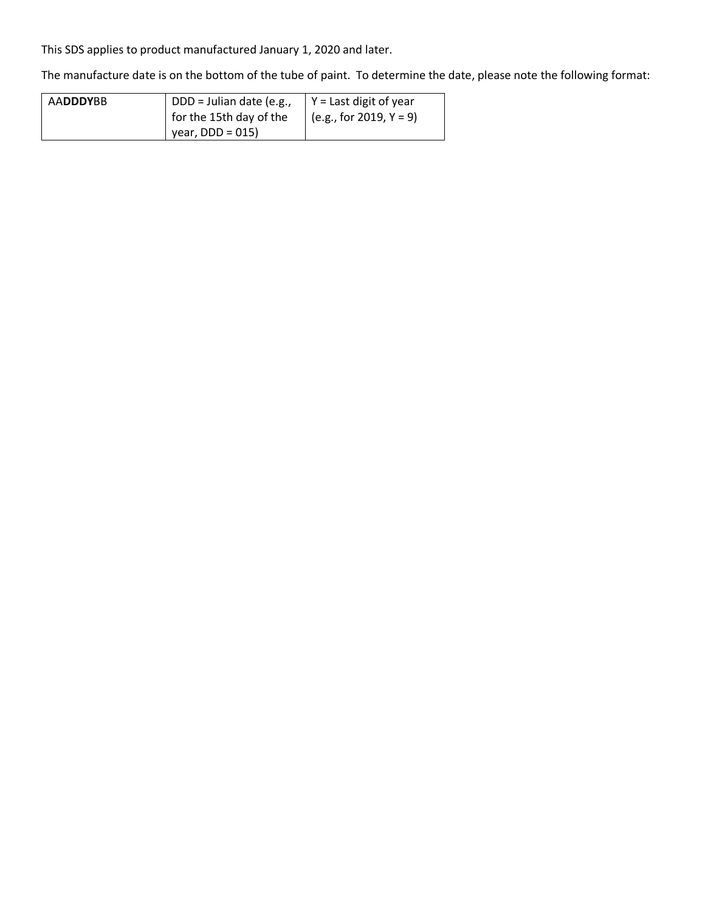This SDS applies to product manufactured January 1, 2020 and later.

The manufacture date is on the bottom of the tube of paint. To determine the date, please note the following format:

| AA**DDDY**BB | DDD = Julian date (e.g., for the 15th day of the year, DDD = 015) | Y = Last digit of year (e.g., for 2019, Y = 9) |
|---|---|---|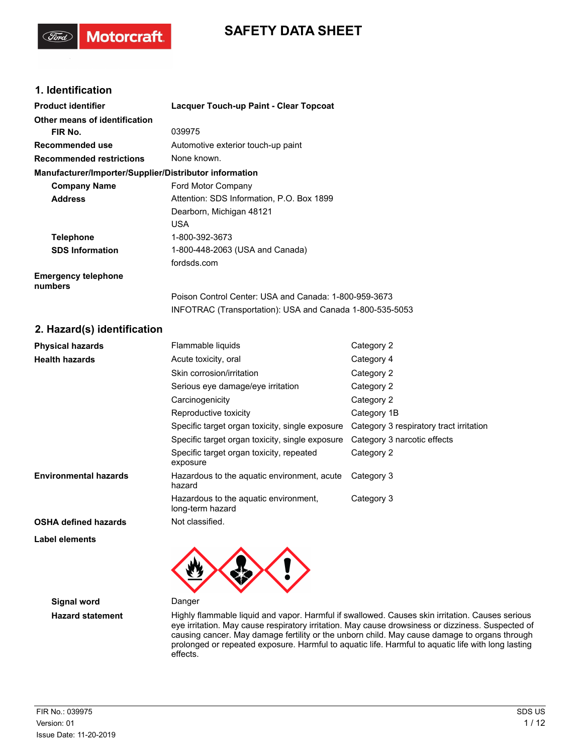# SAFETY DATA SHEET

## 1. Identification

| | |
|---|---|
| **Product identifier** | **Lacquer Touch-up Paint - Clear Topcoat** |
| **Other means of identification** | |
| **FIR No.** | 039975 |
| **Recommended use** | Automotive exterior touch-up paint |
| **Recommended restrictions** | None known. |

**Manufacturer/Importer/Supplier/Distributor information**

| | |
|---|---|
| **Company Name** | Ford Motor Company |
| **Address** | Attention: SDS Information, P.O. Box 1899<br>Dearborn, Michigan 48121<br>USA |
| **Telephone** | 1-800-392-3673 |
| **SDS Information** | 1-800-448-2063 (USA and Canada)<br>fordsds.com |
| **Emergency telephone numbers** | Poison Control Center: USA and Canada: 1-800-959-3673<br>INFOTRAC (Transportation): USA and Canada 1-800-535-5053 |

## 2. Hazard(s) identification

| | | |
|---|---|---|
| **Physical hazards** | Flammable liquids | Category 2 |
| **Health hazards** | Acute toxicity, oral | Category 4 |
| | Skin corrosion/irritation | Category 2 |
| | Serious eye damage/eye irritation | Category 2 |
| | Carcinogenicity | Category 2 |
| | Reproductive toxicity | Category 1B |
| | Specific target organ toxicity, single exposure | Category 3 respiratory tract irritation |
| | Specific target organ toxicity, single exposure | Category 3 narcotic effects |
| | Specific target organ toxicity, repeated exposure | Category 2 |
| **Environmental hazards** | Hazardous to the aquatic environment, acute hazard | Category 3 |
| | Hazardous to the aquatic environment, long-term hazard | Category 3 |
| **OSHA defined hazards** | Not classified. | |

**Label elements**

**Signal word** Danger

**Hazard statement** Highly flammable liquid and vapor. Harmful if swallowed. Causes skin irritation. Causes serious eye irritation. May cause respiratory irritation. May cause drowsiness or dizziness. Suspected of causing cancer. May damage fertility or the unborn child. May cause damage to organs through prolonged or repeated exposure. Harmful to aquatic life. Harmful to aquatic life with long lasting effects.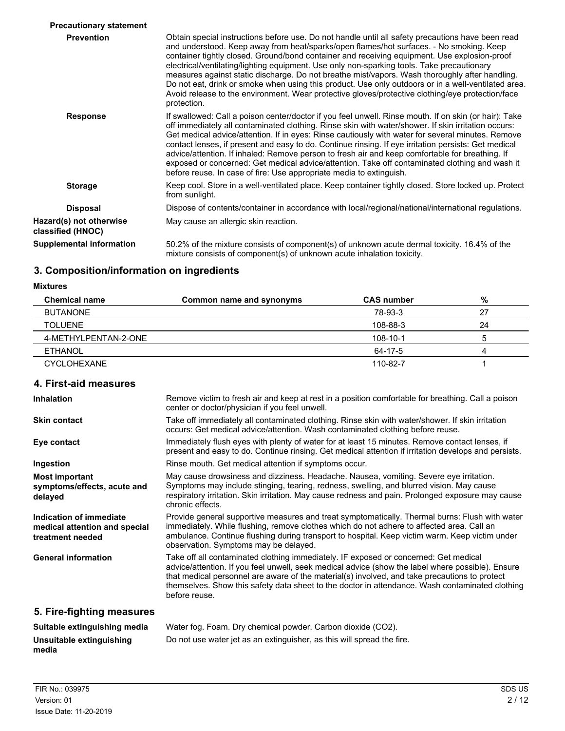**Precautionary statement**

**Prevention**

Obtain special instructions before use. Do not handle until all safety precautions have been read and understood. Keep away from heat/sparks/open flames/hot surfaces. - No smoking. Keep container tightly closed. Ground/bond container and receiving equipment. Use explosion-proof electrical/ventilating/lighting equipment. Use only non-sparking tools. Take precautionary measures against static discharge. Do not breathe mist/vapors. Wash thoroughly after handling. Do not eat, drink or smoke when using this product. Use only outdoors or in a well-ventilated area. Avoid release to the environment. Wear protective gloves/protective clothing/eye protection/face protection.

**Response**

If swallowed: Call a poison center/doctor if you feel unwell. Rinse mouth. If on skin (or hair): Take off immediately all contaminated clothing. Rinse skin with water/shower. If skin irritation occurs: Get medical advice/attention. If in eyes: Rinse cautiously with water for several minutes. Remove contact lenses, if present and easy to do. Continue rinsing. If eye irritation persists: Get medical advice/attention. If inhaled: Remove person to fresh air and keep comfortable for breathing. If exposed or concerned: Get medical advice/attention. Take off contaminated clothing and wash it before reuse. In case of fire: Use appropriate media to extinguish.

**Storage**

Keep cool. Store in a well-ventilated place. Keep container tightly closed. Store locked up. Protect from sunlight.

**Disposal**

Dispose of contents/container in accordance with local/regional/national/international regulations.

**Hazard(s) not otherwise classified (HNOC)**

May cause an allergic skin reaction.

**Supplemental information**

50.2% of the mixture consists of component(s) of unknown acute dermal toxicity. 16.4% of the mixture consists of component(s) of unknown acute inhalation toxicity.

## 3. Composition/information on ingredients

**Mixtures**

| Chemical name | Common name and synonyms | CAS number | % |
|---|---|---|---|
| BUTANONE | | 78-93-3 | 27 |
| TOLUENE | | 108-88-3 | 24 |
| 4-METHYLPENTAN-2-ONE | | 108-10-1 | 5 |
| ETHANOL | | 64-17-5 | 4 |
| CYCLOHEXANE | | 110-82-7 | 1 |

## 4. First-aid measures

**Inhalation**

Remove victim to fresh air and keep at rest in a position comfortable for breathing. Call a poison center or doctor/physician if you feel unwell.

**Skin contact**

Take off immediately all contaminated clothing. Rinse skin with water/shower. If skin irritation occurs: Get medical advice/attention. Wash contaminated clothing before reuse.

**Eye contact**

Immediately flush eyes with plenty of water for at least 15 minutes. Remove contact lenses, if present and easy to do. Continue rinsing. Get medical attention if irritation develops and persists.

**Ingestion**

Rinse mouth. Get medical attention if symptoms occur.

**Most important symptoms/effects, acute and delayed**

May cause drowsiness and dizziness. Headache. Nausea, vomiting. Severe eye irritation. Symptoms may include stinging, tearing, redness, swelling, and blurred vision. May cause respiratory irritation. Skin irritation. May cause redness and pain. Prolonged exposure may cause chronic effects.

**Indication of immediate medical attention and special treatment needed**

Provide general supportive measures and treat symptomatically. Thermal burns: Flush with water immediately. While flushing, remove clothes which do not adhere to affected area. Call an ambulance. Continue flushing during transport to hospital. Keep victim warm. Keep victim under observation. Symptoms may be delayed.

**General information**

Take off all contaminated clothing immediately. IF exposed or concerned: Get medical advice/attention. If you feel unwell, seek medical advice (show the label where possible). Ensure that medical personnel are aware of the material(s) involved, and take precautions to protect themselves. Show this safety data sheet to the doctor in attendance. Wash contaminated clothing before reuse.

## 5. Fire-fighting measures

**Suitable extinguishing media**

Water fog. Foam. Dry chemical powder. Carbon dioxide ($CO_2$).

**Unsuitable extinguishing media**

Do not use water jet as an extinguisher, as this will spread the fire.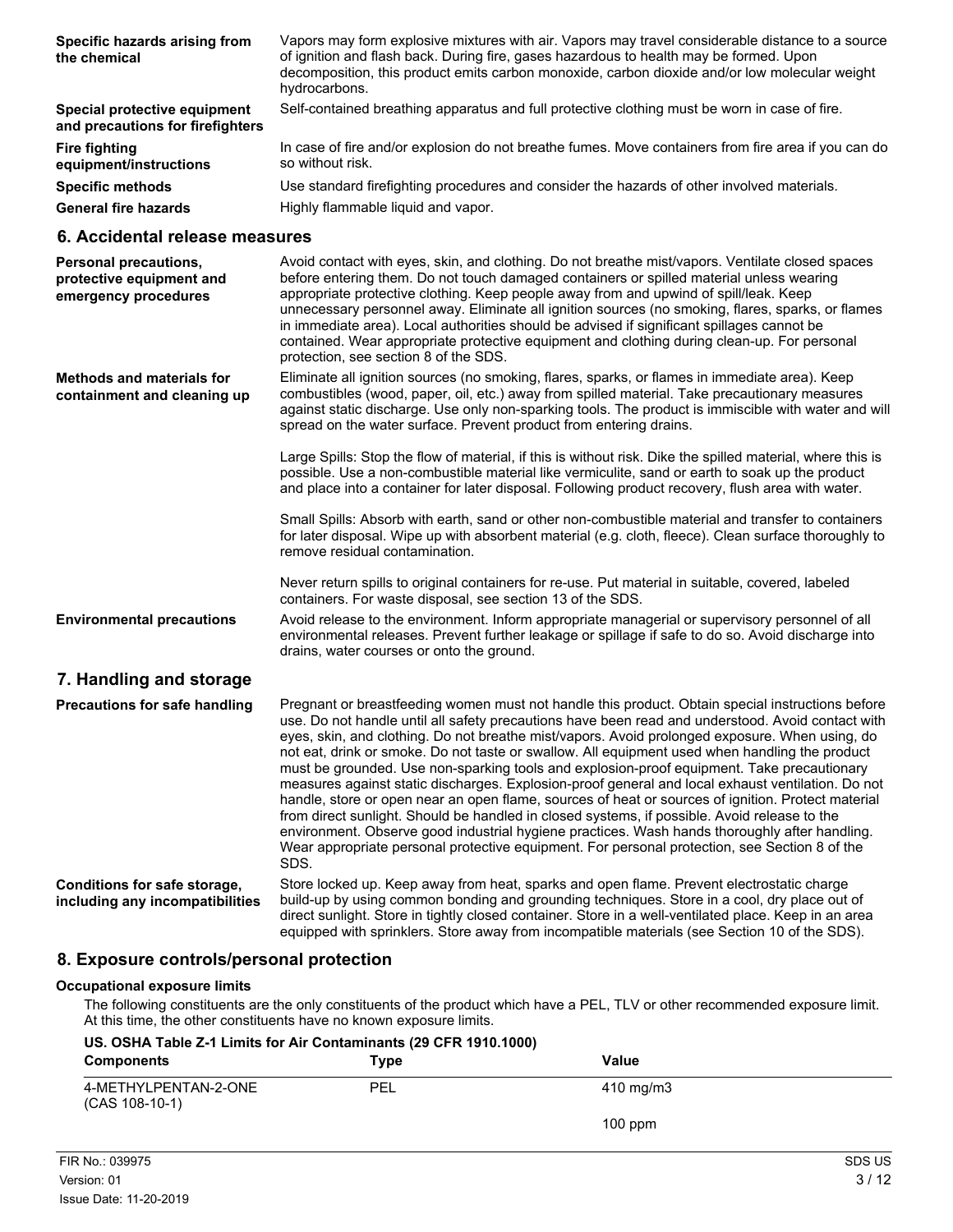| | |
|---|---|
| **Specific hazards arising from the chemical** | Vapors may form explosive mixtures with air. Vapors may travel considerable distance to a source of ignition and flash back. During fire, gases hazardous to health may be formed. Upon decomposition, this product emits carbon monoxide, carbon dioxide and/or low molecular weight hydrocarbons. |
| **Special protective equipment and precautions for firefighters** | Self-contained breathing apparatus and full protective clothing must be worn in case of fire. |
| **Fire fighting equipment/instructions** | In case of fire and/or explosion do not breathe fumes. Move containers from fire area if you can do so without risk. |
| **Specific methods** | Use standard firefighting procedures and consider the hazards of other involved materials. |
| **General fire hazards** | Highly flammable liquid and vapor. |

## 6. Accidental release measures

**Personal precautions, protective equipment and emergency procedures**

Avoid contact with eyes, skin, and clothing. Do not breathe mist/vapors. Ventilate closed spaces before entering them. Do not touch damaged containers or spilled material unless wearing appropriate protective clothing. Keep people away from and upwind of spill/leak. Keep unnecessary personnel away. Eliminate all ignition sources (no smoking, flares, sparks, or flames in immediate area). Local authorities should be advised if significant spillages cannot be contained. Wear appropriate protective equipment and clothing during clean-up. For personal protection, see section 8 of the SDS.

**Methods and materials for containment and cleaning up**

Eliminate all ignition sources (no smoking, flares, sparks, or flames in immediate area). Keep combustibles (wood, paper, oil, etc.) away from spilled material. Take precautionary measures against static discharge. Use only non-sparking tools. The product is immiscible with water and will spread on the water surface. Prevent product from entering drains.

Large Spills: Stop the flow of material, if this is without risk. Dike the spilled material, where this is possible. Use a non-combustible material like vermiculite, sand or earth to soak up the product and place into a container for later disposal. Following product recovery, flush area with water.

Small Spills: Absorb with earth, sand or other non-combustible material and transfer to containers for later disposal. Wipe up with absorbent material (e.g. cloth, fleece). Clean surface thoroughly to remove residual contamination.

Never return spills to original containers for re-use. Put material in suitable, covered, labeled containers. For waste disposal, see section 13 of the SDS.

**Environmental precautions**

Avoid release to the environment. Inform appropriate managerial or supervisory personnel of all environmental releases. Prevent further leakage or spillage if safe to do so. Avoid discharge into drains, water courses or onto the ground.

## 7. Handling and storage

**Precautions for safe handling**

Pregnant or breastfeeding women must not handle this product. Obtain special instructions before use. Do not handle until all safety precautions have been read and understood. Avoid contact with eyes, skin, and clothing. Do not breathe mist/vapors. Avoid prolonged exposure. When using, do not eat, drink or smoke. Do not taste or swallow. All equipment used when handling the product must be grounded. Use non-sparking tools and explosion-proof equipment. Take precautionary measures against static discharges. Explosion-proof general and local exhaust ventilation. Do not handle, store or open near an open flame, sources of heat or sources of ignition. Protect material from direct sunlight. Should be handled in closed systems, if possible. Avoid release to the environment. Observe good industrial hygiene practices. Wash hands thoroughly after handling. Wear appropriate personal protective equipment. For personal protection, see Section 8 of the SDS.

**Conditions for safe storage, including any incompatibilities**

Store locked up. Keep away from heat, sparks and open flame. Prevent electrostatic charge build-up by using common bonding and grounding techniques. Store in a cool, dry place out of direct sunlight. Store in tightly closed container. Store in a well-ventilated place. Keep in an area equipped with sprinklers. Store away from incompatible materials (see Section 10 of the SDS).

## 8. Exposure controls/personal protection

### Occupational exposure limits

The following constituents are the only constituents of the product which have a PEL, TLV or other recommended exposure limit. At this time, the other constituents have no known exposure limits.

**US. OSHA Table Z-1 Limits for Air Contaminants (29 CFR 1910.1000)**

| Components | Type | Value |
|---|---|---|
| 4-METHYLPENTAN-2-ONE (CAS 108-10-1) | PEL | 410 mg/m3 |
| | | 100 ppm |

FIR No.: 039975
Version: 01
Issue Date: 11-20-2019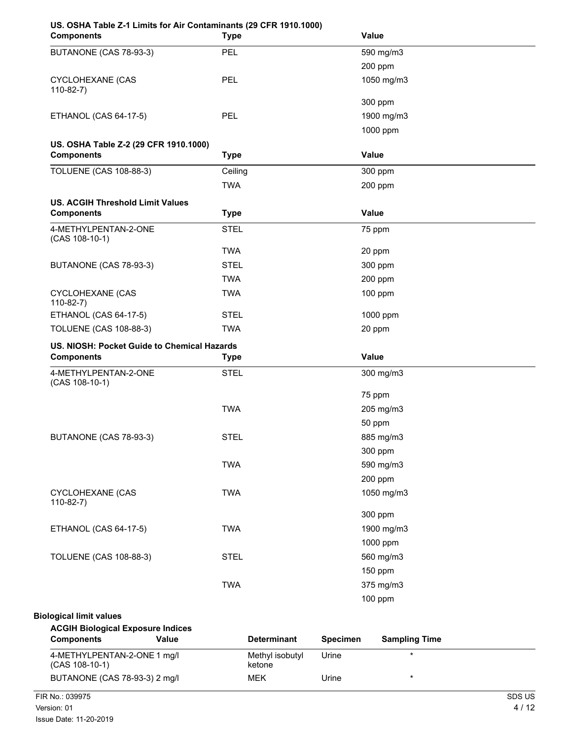**US. OSHA Table Z-1 Limits for Air Contaminants (29 CFR 1910.1000)**

| Components | Type | Value |
|---|---|---|
| BUTANONE (CAS 78-93-3) | PEL | 590 mg/m3 |
| | | 200 ppm |
| CYCLOHEXANE (CAS 110-82-7) | PEL | 1050 mg/m3 |
| | | 300 ppm |
| ETHANOL (CAS 64-17-5) | PEL | 1900 mg/m3 |
| | | 1000 ppm |

**US. OSHA Table Z-2 (29 CFR 1910.1000)**

| Components | Type | Value |
|---|---|---|
| TOLUENE (CAS 108-88-3) | Ceiling | 300 ppm |
| | TWA | 200 ppm |

**US. ACGIH Threshold Limit Values**

| Components | Type | Value |
|---|---|---|
| 4-METHYLPENTAN-2-ONE (CAS 108-10-1) | STEL | 75 ppm |
| | TWA | 20 ppm |
| BUTANONE (CAS 78-93-3) | STEL | 300 ppm |
| | TWA | 200 ppm |
| CYCLOHEXANE (CAS 110-82-7) | TWA | 100 ppm |
| ETHANOL (CAS 64-17-5) | STEL | 1000 ppm |
| TOLUENE (CAS 108-88-3) | TWA | 20 ppm |

**US. NIOSH: Pocket Guide to Chemical Hazards**

| Components | Type | Value |
|---|---|---|
| 4-METHYLPENTAN-2-ONE (CAS 108-10-1) | STEL | 300 mg/m3 |
| | | 75 ppm |
| | TWA | 205 mg/m3 |
| | | 50 ppm |
| BUTANONE (CAS 78-93-3) | STEL | 885 mg/m3 |
| | | 300 ppm |
| | TWA | 590 mg/m3 |
| | | 200 ppm |
| CYCLOHEXANE (CAS 110-82-7) | TWA | 1050 mg/m3 |
| | | 300 ppm |
| ETHANOL (CAS 64-17-5) | TWA | 1900 mg/m3 |
| | | 1000 ppm |
| TOLUENE (CAS 108-88-3) | STEL | 560 mg/m3 |
| | | 150 ppm |
| | TWA | 375 mg/m3 |
| | | 100 ppm |

**Biological limit values**

**ACGIH Biological Exposure Indices**

| Components | Value | Determinant | Specimen | Sampling Time |
|---|---|---|---|---|
| 4-METHYLPENTAN-2-ONE (CAS 108-10-1) | 1 mg/l | Methyl isobutyl ketone | Urine | * |
| BUTANONE (CAS 78-93-3) | 2 mg/l | MEK | Urine | * |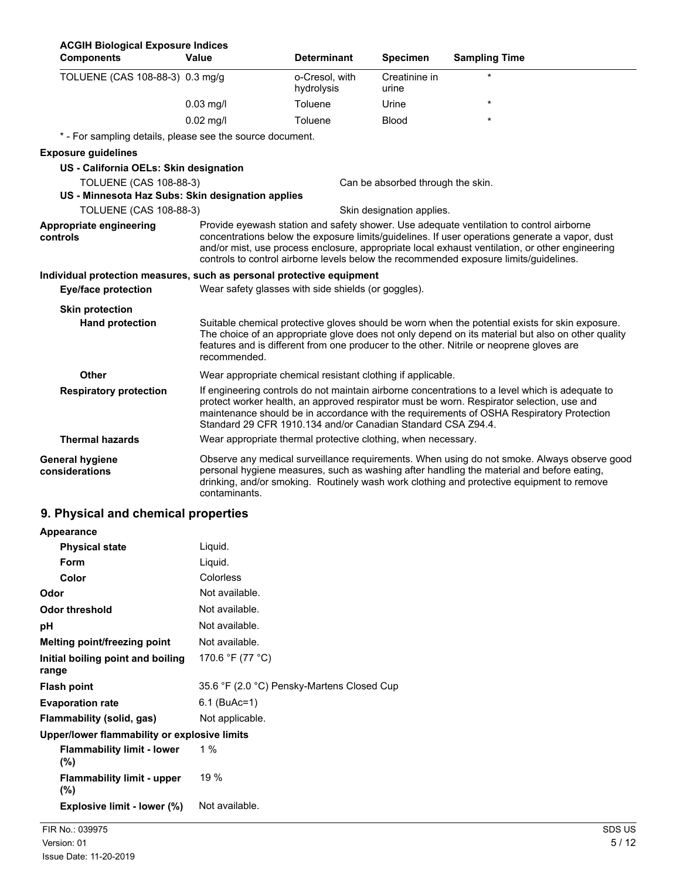**ACGIH Biological Exposure Indices**

| Components | Value | Determinant | Specimen | Sampling Time |
|---|---|---|---|---|
| TOLUENE (CAS 108-88-3) | 0.3 mg/g | o-Cresol, with hydrolysis | Creatinine in urine | * |
| | 0.03 mg/l | Toluene | Urine | * |
| | 0.02 mg/l | Toluene | Blood | * |

* - For sampling details, please see the source document.

**Exposure guidelines**

**US - California OELs: Skin designation**

TOLUENE (CAS 108-88-3) Can be absorbed through the skin.

**US - Minnesota Haz Subs: Skin designation applies**

TOLUENE (CAS 108-88-3) Skin designation applies.

**Appropriate engineering controls**: Provide eyewash station and safety shower. Use adequate ventilation to control airborne concentrations below the exposure limits/guidelines. If user operations generate a vapor, dust and/or mist, use process enclosure, appropriate local exhaust ventilation, or other engineering controls to control airborne levels below the recommended exposure limits/guidelines.

**Individual protection measures, such as personal protective equipment**

**Eye/face protection**: Wear safety glasses with side shields (or goggles).

**Skin protection**

**Hand protection**: Suitable chemical protective gloves should be worn when the potential exists for skin exposure. The choice of an appropriate glove does not only depend on its material but also on other quality features and is different from one producer to the other. Nitrile or neoprene gloves are recommended.

**Other**: Wear appropriate chemical resistant clothing if applicable.

**Respiratory protection**: If engineering controls do not maintain airborne concentrations to a level which is adequate to protect worker health, an approved respirator must be worn. Respirator selection, use and maintenance should be in accordance with the requirements of OSHA Respiratory Protection Standard 29 CFR 1910.134 and/or Canadian Standard CSA Z94.4.

**Thermal hazards**: Wear appropriate thermal protective clothing, when necessary.

**General hygiene considerations**: Observe any medical surveillance requirements. When using do not smoke. Always observe good personal hygiene measures, such as washing after handling the material and before eating, drinking, and/or smoking. Routinely wash work clothing and protective equipment to remove contaminants.

## 9. Physical and chemical properties

**Appearance**

| | |
|---|---|
| **Physical state** | Liquid. |
| **Form** | Liquid. |
| **Color** | Colorless |
| **Odor** | Not available. |
| **Odor threshold** | Not available. |
| **pH** | Not available. |
| **Melting point/freezing point** | Not available. |
| **Initial boiling point and boiling range** | 170.6 °F (77 °C) |
| **Flash point** | 35.6 °F (2.0 °C) Pensky-Martens Closed Cup |
| **Evaporation rate** | 6.1 (BuAc=1) |
| **Flammability (solid, gas)** | Not applicable. |

**Upper/lower flammability or explosive limits**

| | |
|---|---|
| **Flammability limit - lower (%)** | 1 % |
| **Flammability limit - upper (%)** | 19 % |
| **Explosive limit - lower (%)** | Not available. |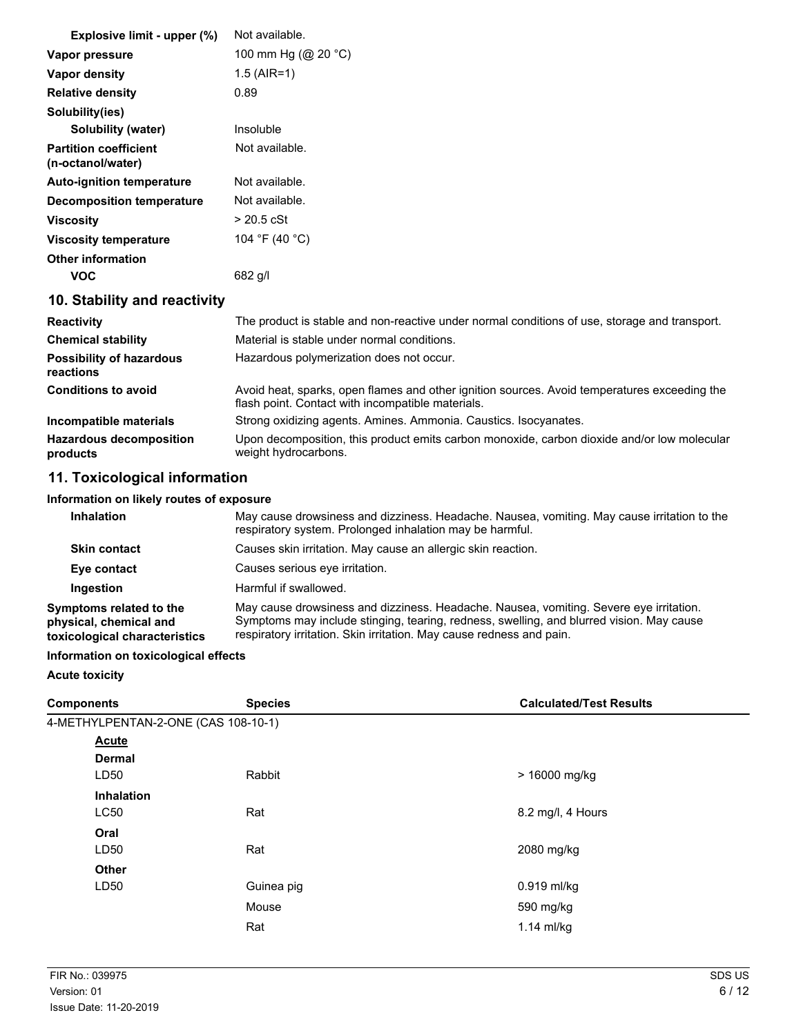| | |
|---|---|
| **Explosive limit - upper (%)** | Not available. |
| **Vapor pressure** | 100 mm Hg (@ 20 °C) |
| **Vapor density** | 1.5 (AIR=1) |
| **Relative density** | 0.89 |
| **Solubility(ies)** | |
| **Solubility (water)** | Insoluble |
| **Partition coefficient (n-octanol/water)** | Not available. |
| **Auto-ignition temperature** | Not available. |
| **Decomposition temperature** | Not available. |
| **Viscosity** | > 20.5 cSt |
| **Viscosity temperature** | 104 °F (40 °C) |
| **Other information** | |
| **VOC** | 682 g/l |

## 10. Stability and reactivity

| | |
|---|---|
| **Reactivity** | The product is stable and non-reactive under normal conditions of use, storage and transport. |
| **Chemical stability** | Material is stable under normal conditions. |
| **Possibility of hazardous reactions** | Hazardous polymerization does not occur. |
| **Conditions to avoid** | Avoid heat, sparks, open flames and other ignition sources. Avoid temperatures exceeding the flash point. Contact with incompatible materials. |
| **Incompatible materials** | Strong oxidizing agents. Amines. Ammonia. Caustics. Isocyanates. |
| **Hazardous decomposition products** | Upon decomposition, this product emits carbon monoxide, carbon dioxide and/or low molecular weight hydrocarbons. |

## 11. Toxicological information

**Information on likely routes of exposure**

| | |
|---|---|
| **Inhalation** | May cause drowsiness and dizziness. Headache. Nausea, vomiting. May cause irritation to the respiratory system. Prolonged inhalation may be harmful. |
| **Skin contact** | Causes skin irritation. May cause an allergic skin reaction. |
| **Eye contact** | Causes serious eye irritation. |
| **Ingestion** | Harmful if swallowed. |
| **Symptoms related to the physical, chemical and toxicological characteristics** | May cause drowsiness and dizziness. Headache. Nausea, vomiting. Severe eye irritation. Symptoms may include stinging, tearing, redness, swelling, and blurred vision. May cause respiratory irritation. Skin irritation. May cause redness and pain. |

**Information on toxicological effects**

**Acute toxicity**

| Components | Species | Calculated/Test Results |
|---|---|---|
| 4-METHYLPENTAN-2-ONE (CAS 108-10-1) | | |
| **Acute** | | |
| **Dermal** | | |
| LD50 | Rabbit | > 16000 mg/kg |
| **Inhalation** | | |
| LC50 | Rat | 8.2 mg/l, 4 Hours |
| **Oral** | | |
| LD50 | Rat | 2080 mg/kg |
| **Other** | | |
| LD50 | Guinea pig | 0.919 ml/kg |
| | Mouse | 590 mg/kg |
| | Rat | 1.14 ml/kg |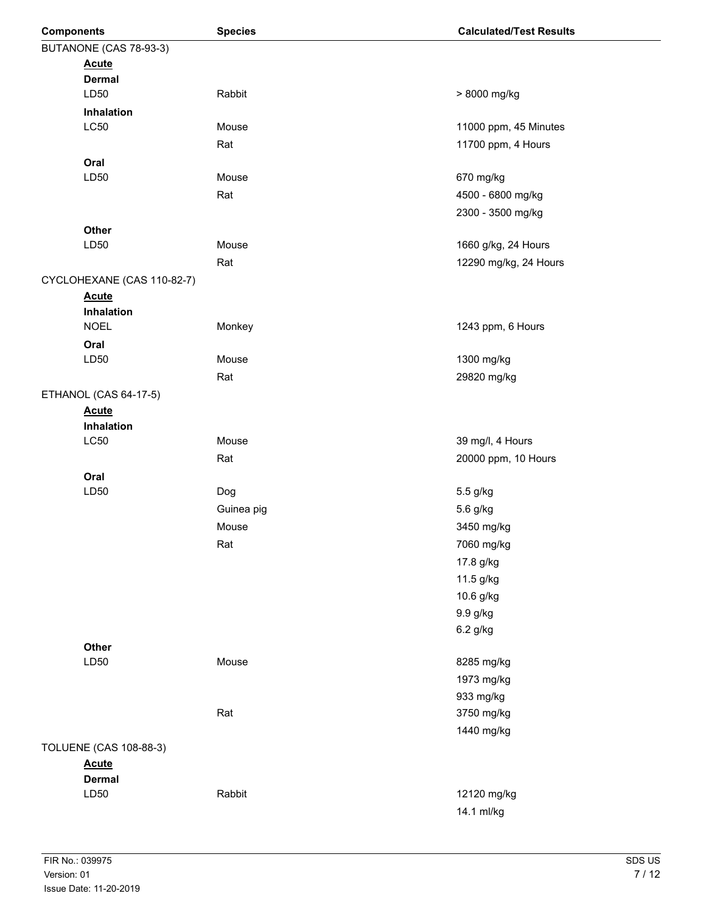| Components | Species | Calculated/Test Results |
| --- | --- | --- |
| BUTANONE (CAS 78-93-3) | | |
| **Acute** | | |
| **Dermal** | | |
| LD50 | Rabbit | > 8000 mg/kg |
| **Inhalation** | | |
| LC50 | Mouse | 11000 ppm, 45 Minutes |
| | Rat | 11700 ppm, 4 Hours |
| **Oral** | | |
| LD50 | Mouse | 670 mg/kg |
| | Rat | 4500 - 6800 mg/kg |
| | | 2300 - 3500 mg/kg |
| **Other** | | |
| LD50 | Mouse | 1660 g/kg, 24 Hours |
| | Rat | 12290 mg/kg, 24 Hours |
| CYCLOHEXANE (CAS 110-82-7) | | |
| **Acute** | | |
| **Inhalation** | | |
| NOEL | Monkey | 1243 ppm, 6 Hours |
| **Oral** | | |
| LD50 | Mouse | 1300 mg/kg |
| | Rat | 29820 mg/kg |
| ETHANOL (CAS 64-17-5) | | |
| **Acute** | | |
| **Inhalation** | | |
| LC50 | Mouse | 39 mg/l, 4 Hours |
| | Rat | 20000 ppm, 10 Hours |
| **Oral** | | |
| LD50 | Dog | 5.5 g/kg |
| | Guinea pig | 5.6 g/kg |
| | Mouse | 3450 mg/kg |
| | Rat | 7060 mg/kg |
| | | 17.8 g/kg |
| | | 11.5 g/kg |
| | | 10.6 g/kg |
| | | 9.9 g/kg |
| | | 6.2 g/kg |
| **Other** | | |
| LD50 | Mouse | 8285 mg/kg |
| | | 1973 mg/kg |
| | | 933 mg/kg |
| | Rat | 3750 mg/kg |
| | | 1440 mg/kg |
| TOLUENE (CAS 108-88-3) | | |
| **Acute** | | |
| **Dermal** | | |
| LD50 | Rabbit | 12120 mg/kg |
| | | 14.1 ml/kg |

FIR No.: 039975
Version: 01
Issue Date: 11-20-2019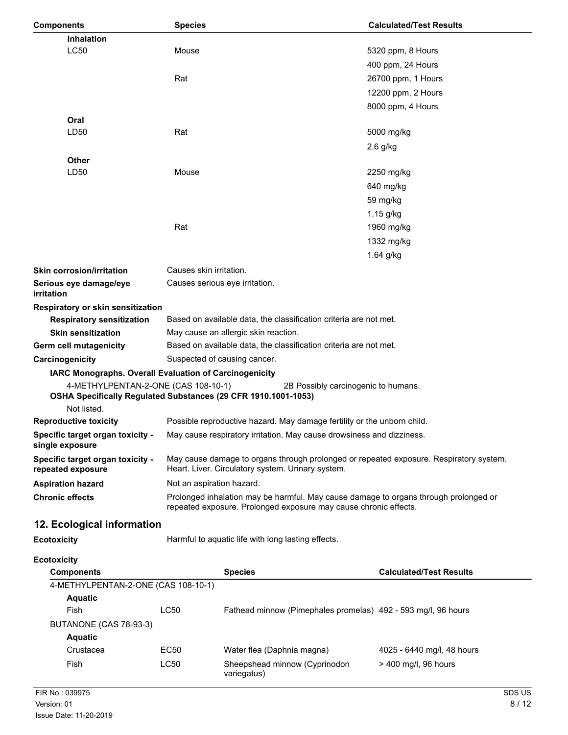| Components | Species | Calculated/Test Results |
|---|---|---|
| **Inhalation** | | |
| LC50 | Mouse | 5320 ppm, 8 Hours |
| | | 400 ppm, 24 Hours |
| | Rat | 26700 ppm, 1 Hours |
| | | 12200 ppm, 2 Hours |
| | | 8000 ppm, 4 Hours |
| **Oral** | | |
| LD50 | Rat | 5000 mg/kg |
| | | 2.6 g/kg |
| **Other** | | |
| LD50 | Mouse | 2250 mg/kg |
| | | 640 mg/kg |
| | | 59 mg/kg |
| | | 1.15 g/kg |
| | Rat | 1960 mg/kg |
| | | 1332 mg/kg |
| | | 1.64 g/kg |

**Skin corrosion/irritation** Causes skin irritation.

**Serious eye damage/eye irritation** Causes serious eye irritation.

**Respiratory or skin sensitization**

**Respiratory sensitization** Based on available data, the classification criteria are not met.

**Skin sensitization** May cause an allergic skin reaction.

**Germ cell mutagenicity** Based on available data, the classification criteria are not met.

**Carcinogenicity** Suspected of causing cancer.

**IARC Monographs. Overall Evaluation of Carcinogenicity**

4-METHYLPENTAN-2-ONE (CAS 108-10-1) 2B Possibly carcinogenic to humans.

**OSHA Specifically Regulated Substances (29 CFR 1910.1001-1053)**

Not listed.

**Reproductive toxicity** Possible reproductive hazard. May damage fertility or the unborn child.

**Specific target organ toxicity - single exposure** May cause respiratory irritation. May cause drowsiness and dizziness.

**Specific target organ toxicity - repeated exposure** May cause damage to organs through prolonged or repeated exposure. Respiratory system. Heart. Liver. Circulatory system. Urinary system.

**Aspiration hazard** Not an aspiration hazard.

**Chronic effects** Prolonged inhalation may be harmful. May cause damage to organs through prolonged or repeated exposure. Prolonged exposure may cause chronic effects.

## 12. Ecological information

**Ecotoxicity** Harmful to aquatic life with long lasting effects.

**Ecotoxicity**

| Components | | Species | Calculated/Test Results |
|---|---|---|---|
| 4-METHYLPENTAN-2-ONE (CAS 108-10-1) | | | |
| **Aquatic** | | | |
| Fish | LC50 | Fathead minnow (Pimephales promelas) | 492 - 593 mg/l, 96 hours |
| BUTANONE (CAS 78-93-3) | | | |
| **Aquatic** | | | |
| Crustacea | EC50 | Water flea (Daphnia magna) | 4025 - 6440 mg/l, 48 hours |
| Fish | LC50 | Sheepshead minnow (Cyprinodon variegatus) | > 400 mg/l, 96 hours |

FIR No.: 039975
Version: 01
Issue Date: 11-20-2019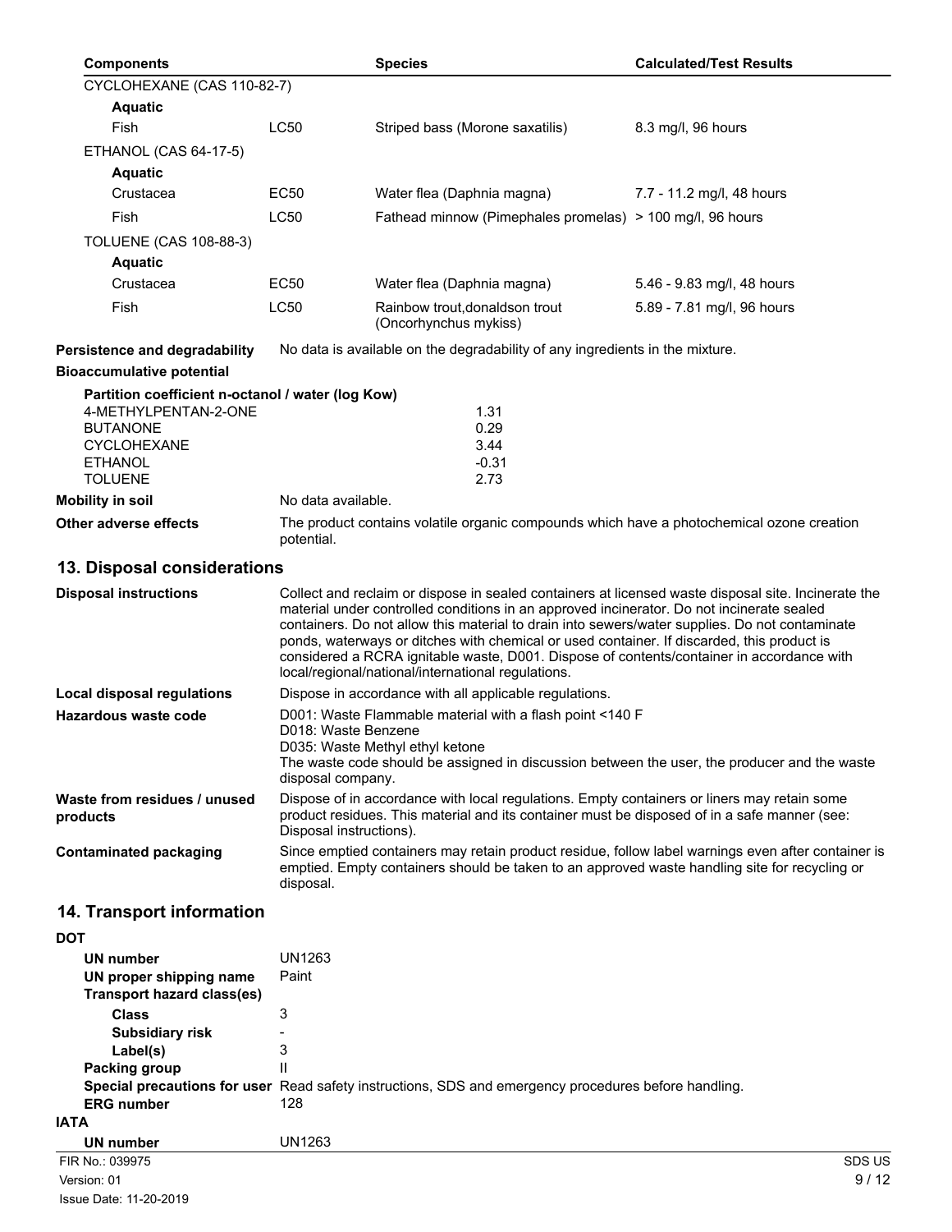| Components | | Species | Calculated/Test Results |
|---|---|---|---|
| CYCLOHEXANE (CAS 110-82-7) | | | |
| **Aquatic** | | | |
| Fish | LC50 | Striped bass (Morone saxatilis) | 8.3 mg/l, 96 hours |
| ETHANOL (CAS 64-17-5) | | | |
| **Aquatic** | | | |
| Crustacea | EC50 | Water flea (Daphnia magna) | 7.7 - 11.2 mg/l, 48 hours |
| Fish | LC50 | Fathead minnow (Pimephales promelas) | > 100 mg/l, 96 hours |
| TOLUENE (CAS 108-88-3) | | | |
| **Aquatic** | | | |
| Crustacea | EC50 | Water flea (Daphnia magna) | 5.46 - 9.83 mg/l, 48 hours |
| Fish | LC50 | Rainbow trout,donaldson trout (Oncorhynchus mykiss) | 5.89 - 7.81 mg/l, 96 hours |

**Persistence and degradability** No data is available on the degradability of any ingredients in the mixture.

**Bioaccumulative potential**

**Partition coefficient n-octanol / water (log Kow)**

| | |
|---|---|
| 4-METHYLPENTAN-2-ONE | 1.31 |
| BUTANONE | 0.29 |
| CYCLOHEXANE | 3.44 |
| ETHANOL | -0.31 |
| TOLUENE | 2.73 |

**Mobility in soil** No data available.

**Other adverse effects** The product contains volatile organic compounds which have a photochemical ozone creation potential.

## 13. Disposal considerations

**Disposal instructions** Collect and reclaim or dispose in sealed containers at licensed waste disposal site. Incinerate the material under controlled conditions in an approved incinerator. Do not incinerate sealed containers. Do not allow this material to drain into sewers/water supplies. Do not contaminate ponds, waterways or ditches with chemical or used container. If discarded, this product is considered a RCRA ignitable waste, D001. Dispose of contents/container in accordance with local/regional/national/international regulations.

**Local disposal regulations** Dispose in accordance with all applicable regulations.

**Hazardous waste code** D001: Waste Flammable material with a flash point <140 F
D018: Waste Benzene
D035: Waste Methyl ethyl ketone
The waste code should be assigned in discussion between the user, the producer and the waste disposal company.

**Waste from residues / unused products** Dispose of in accordance with local regulations. Empty containers or liners may retain some product residues. This material and its container must be disposed of in a safe manner (see: Disposal instructions).

**Contaminated packaging** Since emptied containers may retain product residue, follow label warnings even after container is emptied. Empty containers should be taken to an approved waste handling site for recycling or disposal.

## 14. Transport information

**DOT**

**UN number** UN1263
**UN proper shipping name** Paint
**Transport hazard class(es)**
**Class** 3
**Subsidiary risk** -
**Label(s)** 3
**Packing group** II
**Special precautions for user** Read safety instructions, SDS and emergency procedures before handling.
**ERG number** 128

**IATA**

**UN number** UN1263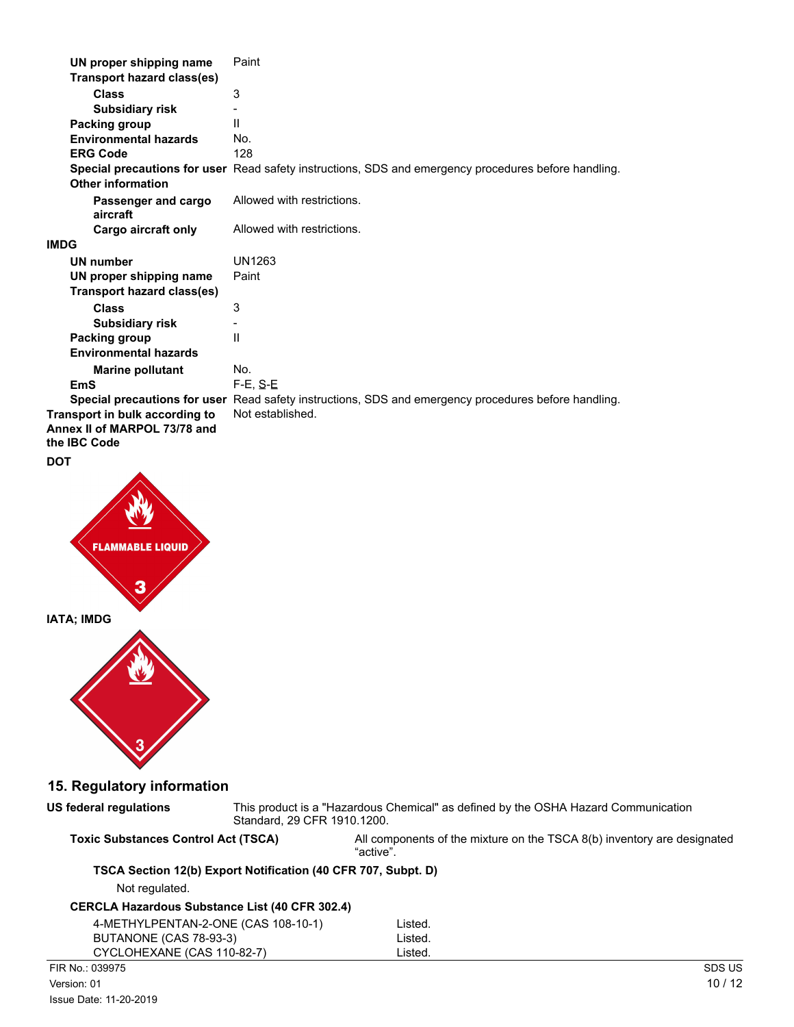| | |
|---|---|
| **UN proper shipping name** | Paint |
| **Transport hazard class(es)** | |
| **Class** | 3 |
| **Subsidiary risk** | - |
| **Packing group** | II |
| **Environmental hazards** | No. |
| **ERG Code** | 128 |
| **Special precautions for user** | Read safety instructions, SDS and emergency procedures before handling. |
| **Other information** | |
| **Passenger and cargo aircraft** | Allowed with restrictions. |
| **Cargo aircraft only** | Allowed with restrictions. |

**IMDG**

| | |
|---|---|
| **UN number** | UN1263 |
| **UN proper shipping name** | Paint |
| **Transport hazard class(es)** | |
| **Class** | 3 |
| **Subsidiary risk** | - |
| **Packing group** | II |
| **Environmental hazards** | |
| **Marine pollutant** | No. |
| **EmS** | F-E, S-E |
| **Special precautions for user** | Read safety instructions, SDS and emergency procedures before handling. |

**Transport in bulk according to Annex II of MARPOL 73/78 and the IBC Code** Not established.

**DOT**

FLAMMABLE LIQUID 3

**IATA; IMDG**

3

## 15. Regulatory information

**US federal regulations** This product is a "Hazardous Chemical" as defined by the OSHA Hazard Communication Standard, 29 CFR 1910.1200.

**Toxic Substances Control Act (TSCA)** All components of the mixture on the TSCA 8(b) inventory are designated "active".

**TSCA Section 12(b) Export Notification (40 CFR 707, Subpt. D)**

Not regulated.

**CERCLA Hazardous Substance List (40 CFR 302.4)**

| | |
|---|---|
| 4-METHYLPENTAN-2-ONE (CAS 108-10-1) | Listed. |
| BUTANONE (CAS 78-93-3) | Listed. |
| CYCLOHEXANE (CAS 110-82-7) | Listed. |

FIR No.: 039975
Version: 01
Issue Date: 11-20-2019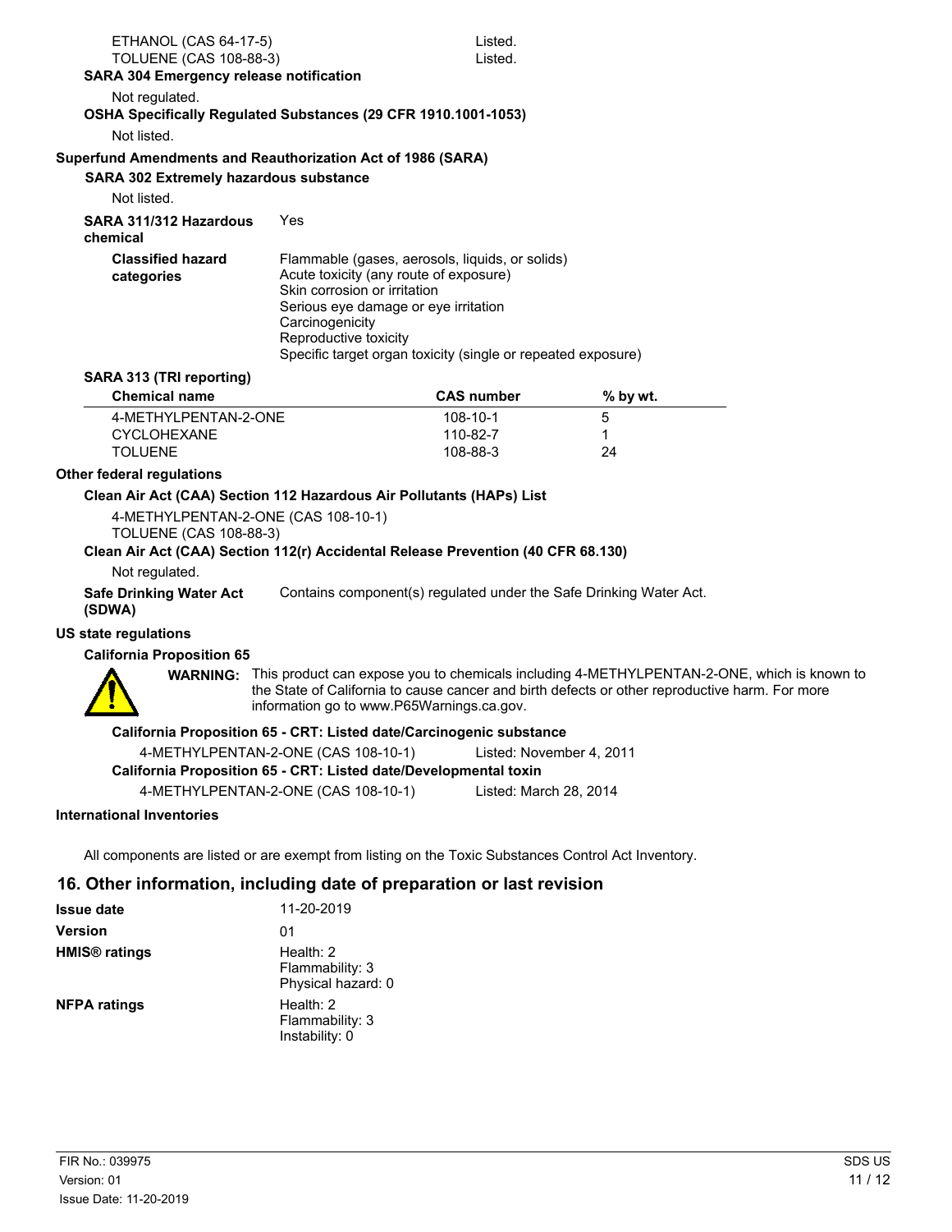ETHANOL (CAS 64-17-5) Listed.
TOLUENE (CAS 108-88-3) Listed.

**SARA 304 Emergency release notification**

Not regulated.

**OSHA Specifically Regulated Substances (29 CFR 1910.1001-1053)**

Not listed.

**Superfund Amendments and Reauthorization Act of 1986 (SARA)**

**SARA 302 Extremely hazardous substance**

Not listed.

**SARA 311/312 Hazardous chemical** Yes

**Classified hazard categories**

Flammable (gases, aerosols, liquids, or solids)
Acute toxicity (any route of exposure)
Skin corrosion or irritation
Serious eye damage or eye irritation
Carcinogenicity
Reproductive toxicity
Specific target organ toxicity (single or repeated exposure)

**SARA 313 (TRI reporting)**

| Chemical name | CAS number | % by wt. |
|---|---|---|
| 4-METHYLPENTAN-2-ONE | 108-10-1 | 5 |
| CYCLOHEXANE | 110-82-7 | 1 |
| TOLUENE | 108-88-3 | 24 |

**Other federal regulations**

**Clean Air Act (CAA) Section 112 Hazardous Air Pollutants (HAPs) List**

4-METHYLPENTAN-2-ONE (CAS 108-10-1)
TOLUENE (CAS 108-88-3)

**Clean Air Act (CAA) Section 112(r) Accidental Release Prevention (40 CFR 68.130)**

Not regulated.

**Safe Drinking Water Act (SDWA)** Contains component(s) regulated under the Safe Drinking Water Act.

**US state regulations**

**California Proposition 65**

**WARNING:** This product can expose you to chemicals including 4-METHYLPENTAN-2-ONE, which is known to the State of California to cause cancer and birth defects or other reproductive harm. For more information go to www.P65Warnings.ca.gov.

**California Proposition 65 - CRT: Listed date/Carcinogenic substance**

4-METHYLPENTAN-2-ONE (CAS 108-10-1) Listed: November 4, 2011

**California Proposition 65 - CRT: Listed date/Developmental toxin**

4-METHYLPENTAN-2-ONE (CAS 108-10-1) Listed: March 28, 2014

**International Inventories**

All components are listed or are exempt from listing on the Toxic Substances Control Act Inventory.

## 16. Other information, including date of preparation or last revision

**Issue date** 11-20-2019

**Version** 01

**HMIS® ratings**

Health: 2
Flammability: 3
Physical hazard: 0

**NFPA ratings**

Health: 2
Flammability: 3
Instability: 0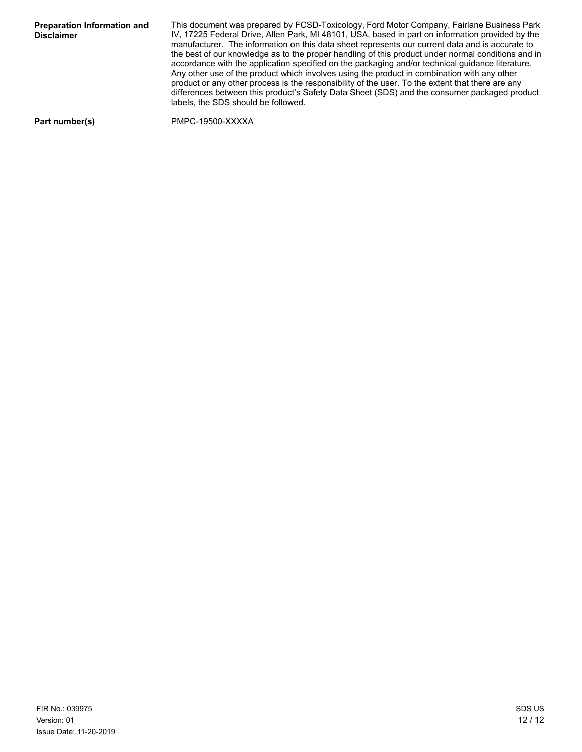| | |
|---|---|
| **Preparation Information and Disclaimer** | This document was prepared by FCSD-Toxicology, Ford Motor Company, Fairlane Business Park IV, 17225 Federal Drive, Allen Park, MI 48101, USA, based in part on information provided by the manufacturer. The information on this data sheet represents our current data and is accurate to the best of our knowledge as to the proper handling of this product under normal conditions and in accordance with the application specified on the packaging and/or technical guidance literature. Any other use of the product which involves using the product in combination with any other product or any other process is the responsibility of the user. To the extent that there are any differences between this product's Safety Data Sheet (SDS) and the consumer packaged product labels, the SDS should be followed. |
| **Part number(s)** | PMPC-19500-XXXXA |